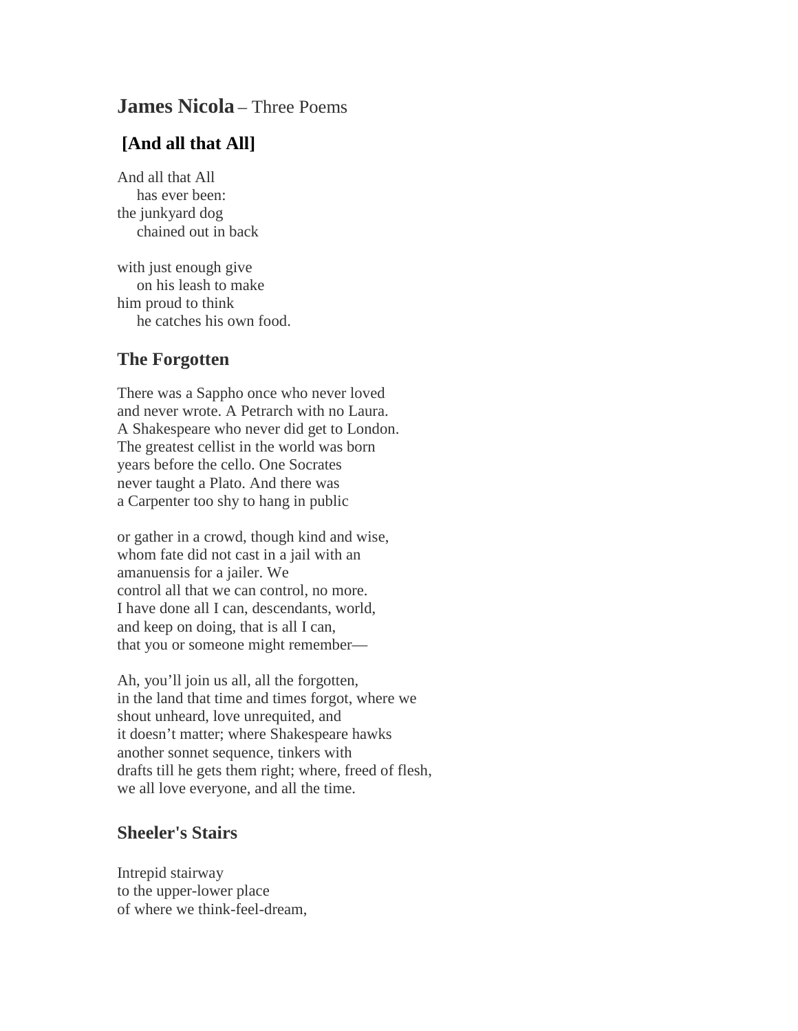## **James Nicola** – Three Poems

### [And all that All]

And all that All  
&nbsp;&nbsp;&nbsp;&nbsp;has ever been:  
the junkyard dog  
&nbsp;&nbsp;&nbsp;&nbsp;chained out in back

with just enough give  
&nbsp;&nbsp;&nbsp;&nbsp;on his leash to make  
him proud to think  
&nbsp;&nbsp;&nbsp;&nbsp;he catches his own food.

### The Forgotten

There was a Sappho once who never loved  
and never wrote. A Petrarch with no Laura.  
A Shakespeare who never did get to London.  
The greatest cellist in the world was born  
years before the cello. One Socrates  
never taught a Plato. And there was  
a Carpenter too shy to hang in public

or gather in a crowd, though kind and wise,  
whom fate did not cast in a jail with an  
amanuensis for a jailer. We  
control all that we can control, no more.  
I have done all I can, descendants, world,  
and keep on doing, that is all I can,  
that you or someone might remember—

Ah, you'll join us all, all the forgotten,  
in the land that time and times forgot, where we  
shout unheard, love unrequited, and  
it doesn't matter; where Shakespeare hawks  
another sonnet sequence, tinkers with  
drafts till he gets them right; where, freed of flesh,  
we all love everyone, and all the time.

### Sheeler's Stairs

Intrepid stairway  
to the upper-lower place  
of where we think-feel-dream,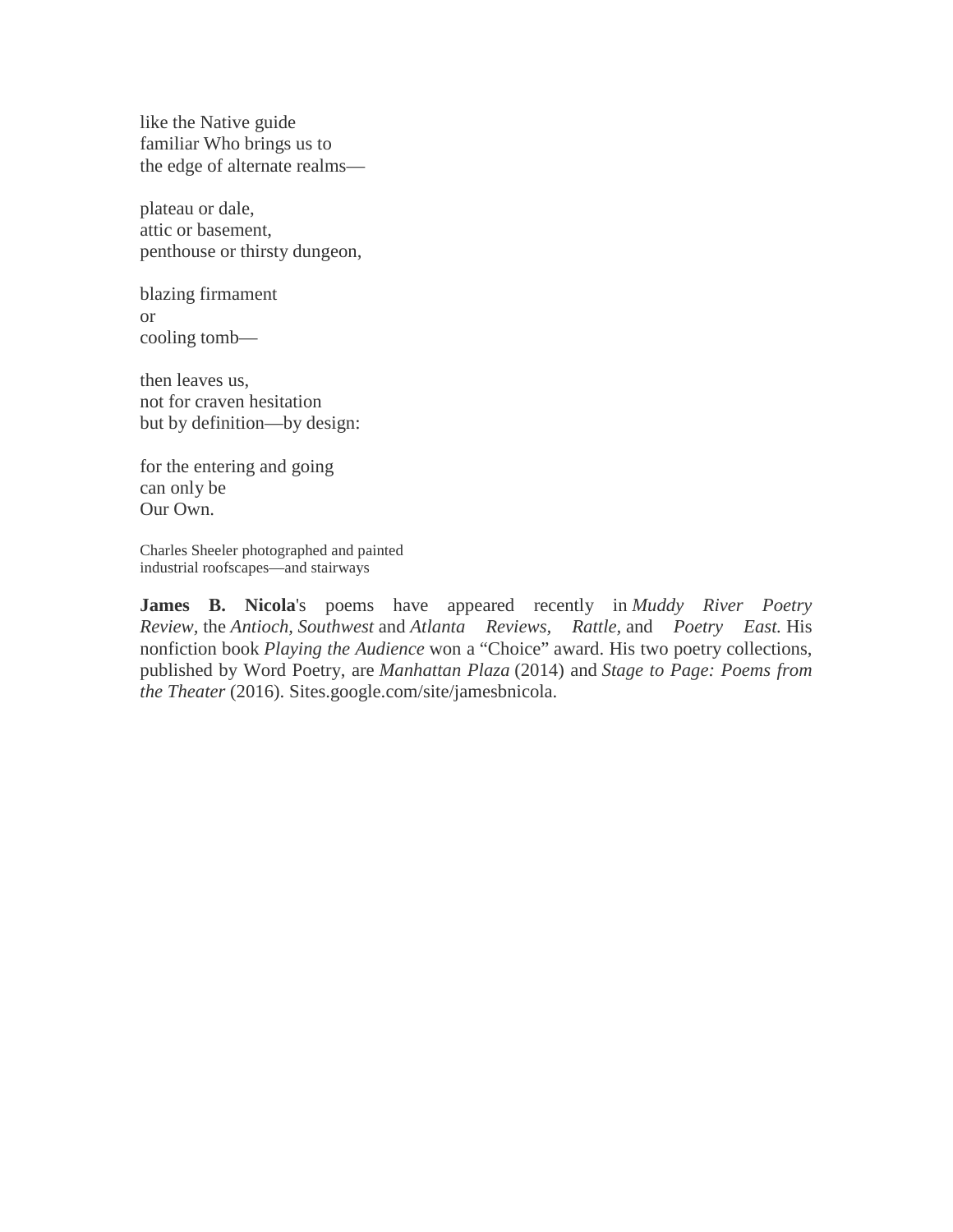like the Native guide  
familiar Who brings us to  
the edge of alternate realms—

plateau or dale,  
attic or basement,  
penthouse or thirsty dungeon,

blazing firmament  
or  
cooling tomb—

then leaves us,  
not for craven hesitation  
but by definition—by design:

for the entering and going  
can only be  
Our Own.

Charles Sheeler photographed and painted  
industrial roofscapes—and stairways

**James B. Nicola**'s poems have appeared recently in *Muddy River Poetry Review*, the *Antioch*, *Southwest* and *Atlanta Reviews*, *Rattle*, and *Poetry East*. His nonfiction book *Playing the Audience* won a "Choice" award. His two poetry collections, published by Word Poetry, are *Manhattan Plaza* (2014) and *Stage to Page: Poems from the Theater* (2016). Sites.google.com/site/jamesbnicola.